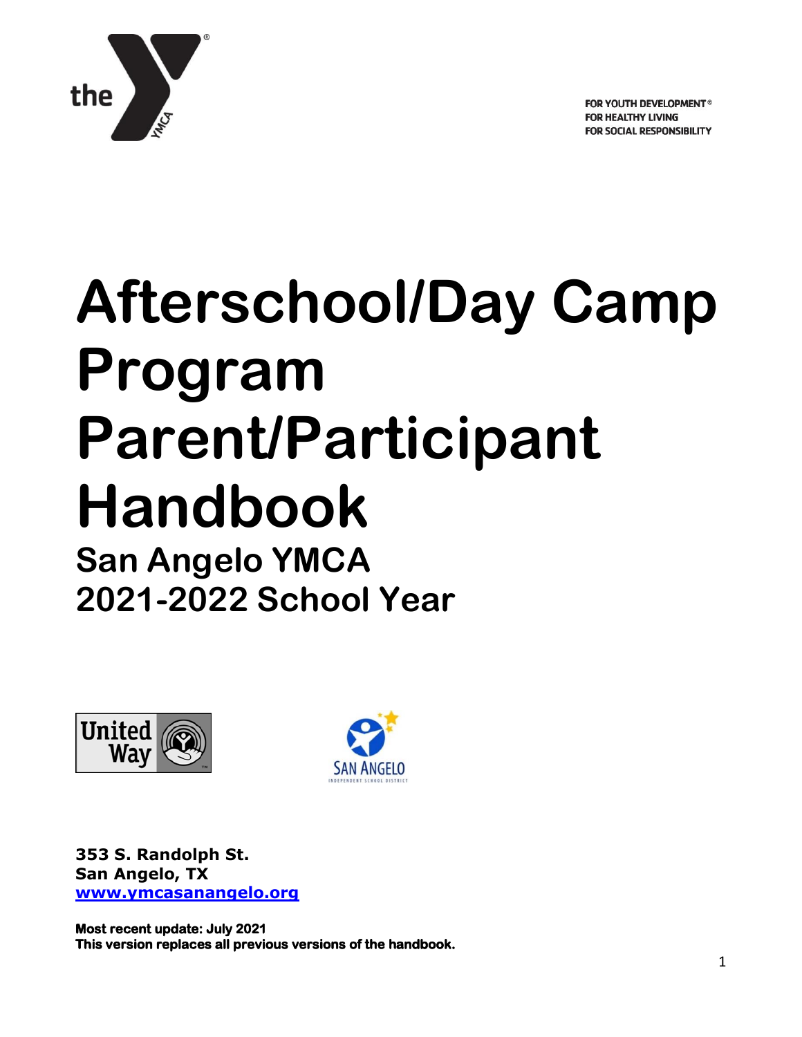FOR YOUTH DEVELOPMENT®
FOR HEALTHY LIVING
FOR SOCIAL RESPONSIBILITY

# Afterschool/Day Camp Program Parent/Participant Handbook

## San Angelo YMCA
## 2021-2022 School Year

**353 S. Randolph St.**
**San Angelo, TX**
**www.ymcasanangelo.org**

**Most recent update: July 2021**
**This version replaces all previous versions of the handbook.**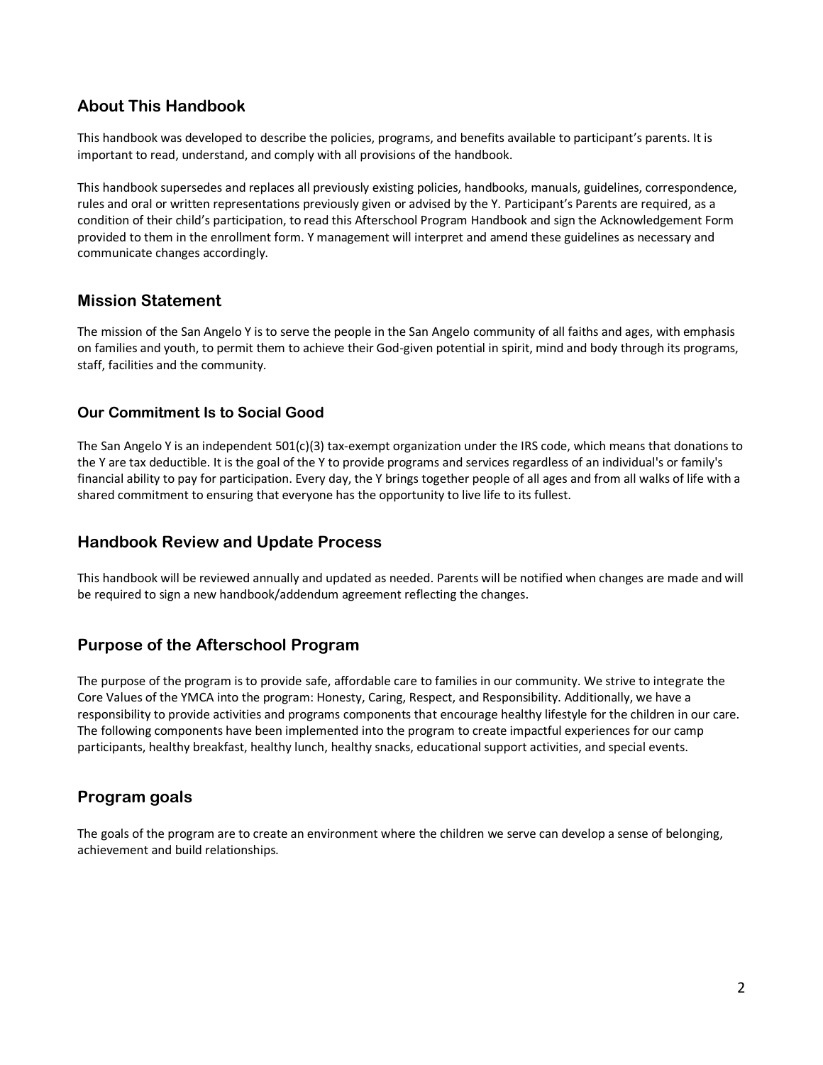## About This Handbook

This handbook was developed to describe the policies, programs, and benefits available to participant's parents. It is important to read, understand, and comply with all provisions of the handbook.

This handbook supersedes and replaces all previously existing policies, handbooks, manuals, guidelines, correspondence, rules and oral or written representations previously given or advised by the Y. Participant's Parents are required, as a condition of their child's participation, to read this Afterschool Program Handbook and sign the Acknowledgement Form provided to them in the enrollment form. Y management will interpret and amend these guidelines as necessary and communicate changes accordingly.

## Mission Statement

The mission of the San Angelo Y is to serve the people in the San Angelo community of all faiths and ages, with emphasis on families and youth, to permit them to achieve their God-given potential in spirit, mind and body through its programs, staff, facilities and the community.

### Our Commitment Is to Social Good

The San Angelo Y is an independent 501(c)(3) tax-exempt organization under the IRS code, which means that donations to the Y are tax deductible. It is the goal of the Y to provide programs and services regardless of an individual's or family's financial ability to pay for participation. Every day, the Y brings together people of all ages and from all walks of life with a shared commitment to ensuring that everyone has the opportunity to live life to its fullest.

## Handbook Review and Update Process

This handbook will be reviewed annually and updated as needed. Parents will be notified when changes are made and will be required to sign a new handbook/addendum agreement reflecting the changes.

## Purpose of the Afterschool Program

The purpose of the program is to provide safe, affordable care to families in our community. We strive to integrate the Core Values of the YMCA into the program: Honesty, Caring, Respect, and Responsibility. Additionally, we have a responsibility to provide activities and programs components that encourage healthy lifestyle for the children in our care. The following components have been implemented into the program to create impactful experiences for our camp participants, healthy breakfast, healthy lunch, healthy snacks, educational support activities, and special events.

## Program goals

The goals of the program are to create an environment where the children we serve can develop a sense of belonging, achievement and build relationships.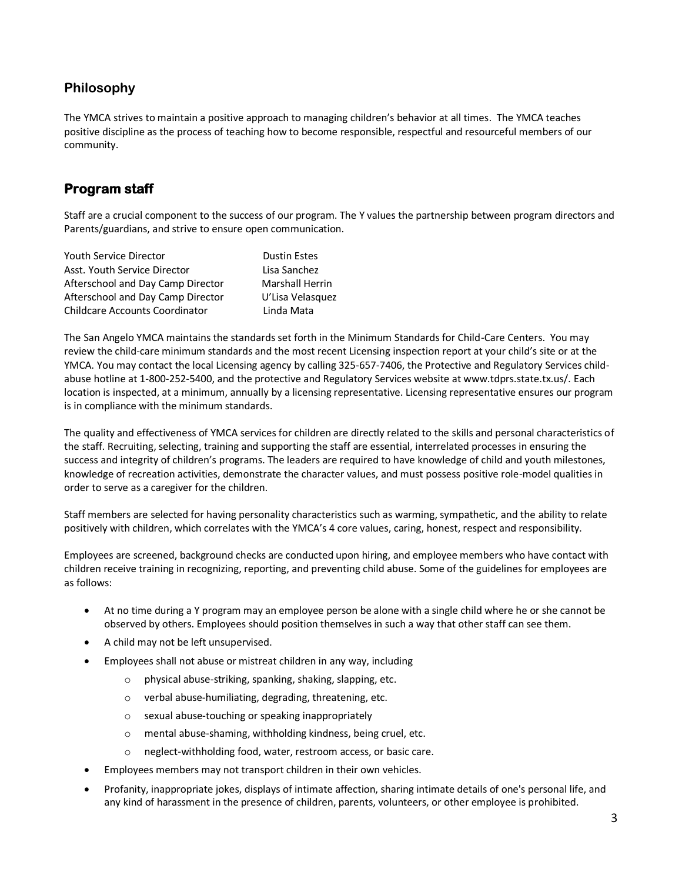## Philosophy

The YMCA strives to maintain a positive approach to managing children's behavior at all times. The YMCA teaches positive discipline as the process of teaching how to become responsible, respectful and resourceful members of our community.

## Program staff

Staff are a crucial component to the success of our program. The Y values the partnership between program directors and Parents/guardians, and strive to ensure open communication.

| | |
|---|---|
| Youth Service Director | Dustin Estes |
| Asst. Youth Service Director | Lisa Sanchez |
| Afterschool and Day Camp Director | Marshall Herrin |
| Afterschool and Day Camp Director | U'Lisa Velasquez |
| Childcare Accounts Coordinator | Linda Mata |

The San Angelo YMCA maintains the standards set forth in the Minimum Standards for Child-Care Centers. You may review the child-care minimum standards and the most recent Licensing inspection report at your child's site or at the YMCA. You may contact the local Licensing agency by calling 325-657-7406, the Protective and Regulatory Services child-abuse hotline at 1-800-252-5400, and the protective and Regulatory Services website at www.tdprs.state.tx.us/. Each location is inspected, at a minimum, annually by a licensing representative. Licensing representative ensures our program is in compliance with the minimum standards.

The quality and effectiveness of YMCA services for children are directly related to the skills and personal characteristics of the staff. Recruiting, selecting, training and supporting the staff are essential, interrelated processes in ensuring the success and integrity of children's programs. The leaders are required to have knowledge of child and youth milestones, knowledge of recreation activities, demonstrate the character values, and must possess positive role-model qualities in order to serve as a caregiver for the children.

Staff members are selected for having personality characteristics such as warming, sympathetic, and the ability to relate positively with children, which correlates with the YMCA's 4 core values, caring, honest, respect and responsibility.

Employees are screened, background checks are conducted upon hiring, and employee members who have contact with children receive training in recognizing, reporting, and preventing child abuse. Some of the guidelines for employees are as follows:

- At no time during a Y program may an employee person be alone with a single child where he or she cannot be observed by others. Employees should position themselves in such a way that other staff can see them.
- A child may not be left unsupervised.
- Employees shall not abuse or mistreat children in any way, including
  - physical abuse-striking, spanking, shaking, slapping, etc.
  - verbal abuse-humiliating, degrading, threatening, etc.
  - sexual abuse-touching or speaking inappropriately
  - mental abuse-shaming, withholding kindness, being cruel, etc.
  - neglect-withholding food, water, restroom access, or basic care.
- Employees members may not transport children in their own vehicles.
- Profanity, inappropriate jokes, displays of intimate affection, sharing intimate details of one's personal life, and any kind of harassment in the presence of children, parents, volunteers, or other employee is prohibited.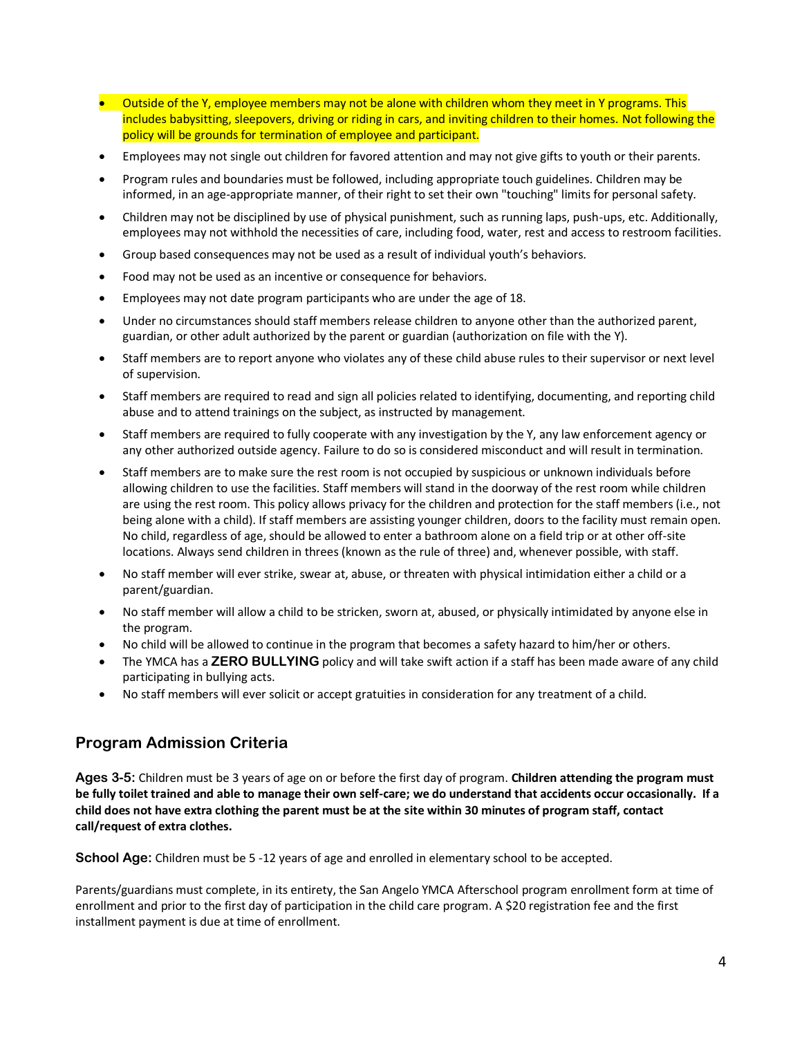- Outside of the Y, employee members may not be alone with children whom they meet in Y programs. This includes babysitting, sleepovers, driving or riding in cars, and inviting children to their homes. Not following the policy will be grounds for termination of employee and participant.
- Employees may not single out children for favored attention and may not give gifts to youth or their parents.
- Program rules and boundaries must be followed, including appropriate touch guidelines. Children may be informed, in an age-appropriate manner, of their right to set their own "touching" limits for personal safety.
- Children may not be disciplined by use of physical punishment, such as running laps, push-ups, etc. Additionally, employees may not withhold the necessities of care, including food, water, rest and access to restroom facilities.
- Group based consequences may not be used as a result of individual youth's behaviors.
- Food may not be used as an incentive or consequence for behaviors.
- Employees may not date program participants who are under the age of 18.
- Under no circumstances should staff members release children to anyone other than the authorized parent, guardian, or other adult authorized by the parent or guardian (authorization on file with the Y).
- Staff members are to report anyone who violates any of these child abuse rules to their supervisor or next level of supervision.
- Staff members are required to read and sign all policies related to identifying, documenting, and reporting child abuse and to attend trainings on the subject, as instructed by management.
- Staff members are required to fully cooperate with any investigation by the Y, any law enforcement agency or any other authorized outside agency. Failure to do so is considered misconduct and will result in termination.
- Staff members are to make sure the rest room is not occupied by suspicious or unknown individuals before allowing children to use the facilities. Staff members will stand in the doorway of the rest room while children are using the rest room. This policy allows privacy for the children and protection for the staff members (i.e., not being alone with a child). If staff members are assisting younger children, doors to the facility must remain open. No child, regardless of age, should be allowed to enter a bathroom alone on a field trip or at other off-site locations. Always send children in threes (known as the rule of three) and, whenever possible, with staff.
- No staff member will ever strike, swear at, abuse, or threaten with physical intimidation either a child or a parent/guardian.
- No staff member will allow a child to be stricken, sworn at, abused, or physically intimidated by anyone else in the program.
- No child will be allowed to continue in the program that becomes a safety hazard to him/her or others.
- The YMCA has a **ZERO BULLYING** policy and will take swift action if a staff has been made aware of any child participating in bullying acts.
- No staff members will ever solicit or accept gratuities in consideration for any treatment of a child.

## Program Admission Criteria

**Ages 3-5:** Children must be 3 years of age on or before the first day of program. **Children attending the program must be fully toilet trained and able to manage their own self-care; we do understand that accidents occur occasionally. If a child does not have extra clothing the parent must be at the site within 30 minutes of program staff, contact call/request of extra clothes.**

**School Age:** Children must be 5 -12 years of age and enrolled in elementary school to be accepted.

Parents/guardians must complete, in its entirety, the San Angelo YMCA Afterschool program enrollment form at time of enrollment and prior to the first day of participation in the child care program. A $20 registration fee and the first installment payment is due at time of enrollment.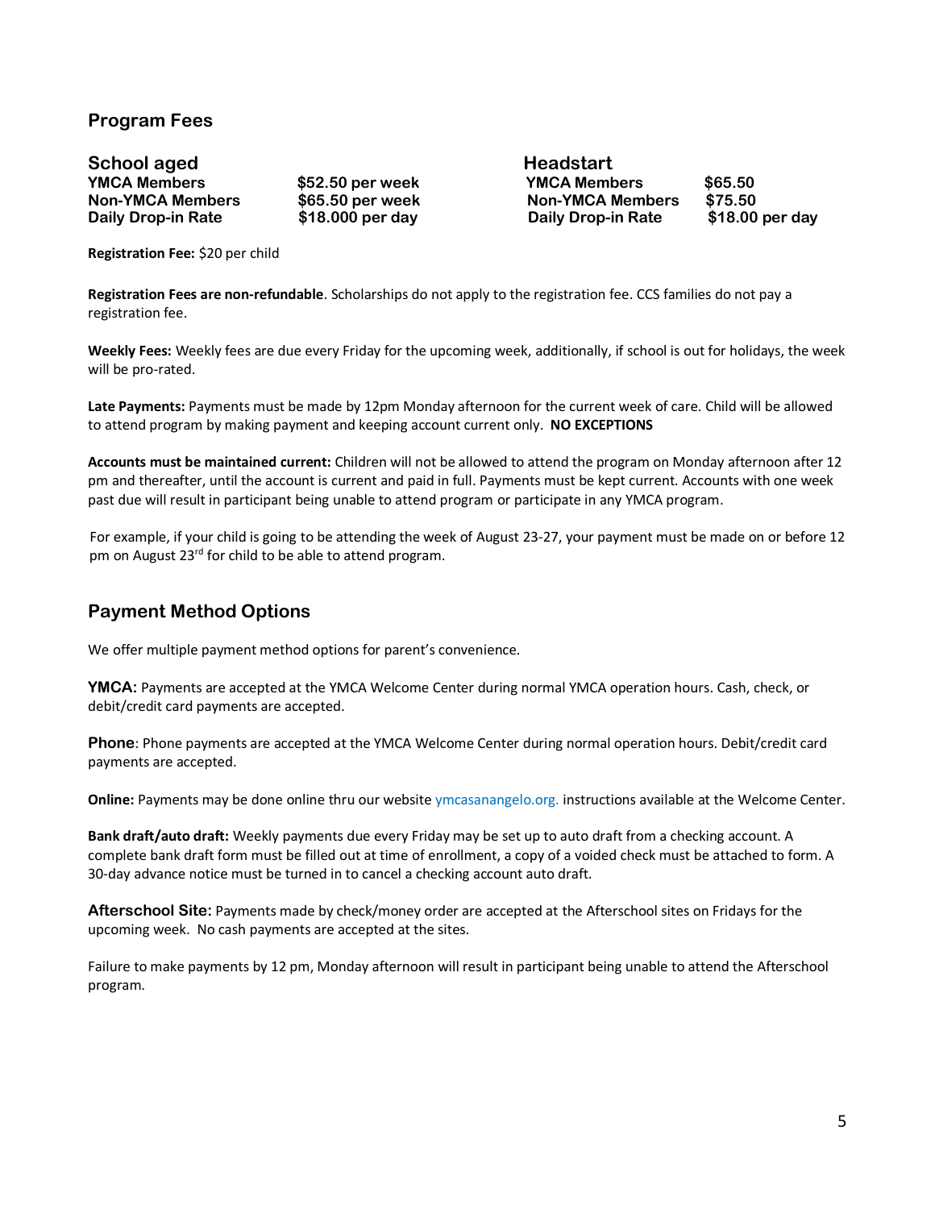## Program Fees

| School aged | | Headstart | |
|---|---|---|---|
| **YMCA Members** | **$52.50 per week** | **YMCA Members** | **$65.50** |
| **Non-YMCA Members** | **$65.50 per week** | **Non-YMCA Members** | **$75.50** |
| **Daily Drop-in Rate** | **$18.000 per day** | **Daily Drop-in Rate** | **$18.00 per day** |

**Registration Fee:** $20 per child

**Registration Fees are non-refundable**. Scholarships do not apply to the registration fee. CCS families do not pay a registration fee.

**Weekly Fees:** Weekly fees are due every Friday for the upcoming week, additionally, if school is out for holidays, the week will be pro-rated.

**Late Payments:** Payments must be made by 12pm Monday afternoon for the current week of care. Child will be allowed to attend program by making payment and keeping account current only. **NO EXCEPTIONS**

**Accounts must be maintained current:** Children will not be allowed to attend the program on Monday afternoon after 12 pm and thereafter, until the account is current and paid in full. Payments must be kept current. Accounts with one week past due will result in participant being unable to attend program or participate in any YMCA program.

For example, if your child is going to be attending the week of August 23-27, your payment must be made on or before 12 pm on August 23rd for child to be able to attend program.

## Payment Method Options

We offer multiple payment method options for parent's convenience.

**YMCA:** Payments are accepted at the YMCA Welcome Center during normal YMCA operation hours. Cash, check, or debit/credit card payments are accepted.

**Phone**: Phone payments are accepted at the YMCA Welcome Center during normal operation hours. Debit/credit card payments are accepted.

**Online:** Payments may be done online thru our website ymcasanangelo.org. instructions available at the Welcome Center.

**Bank draft/auto draft:** Weekly payments due every Friday may be set up to auto draft from a checking account. A complete bank draft form must be filled out at time of enrollment, a copy of a voided check must be attached to form. A 30-day advance notice must be turned in to cancel a checking account auto draft.

**Afterschool Site:** Payments made by check/money order are accepted at the Afterschool sites on Fridays for the upcoming week. No cash payments are accepted at the sites.

Failure to make payments by 12 pm, Monday afternoon will result in participant being unable to attend the Afterschool program.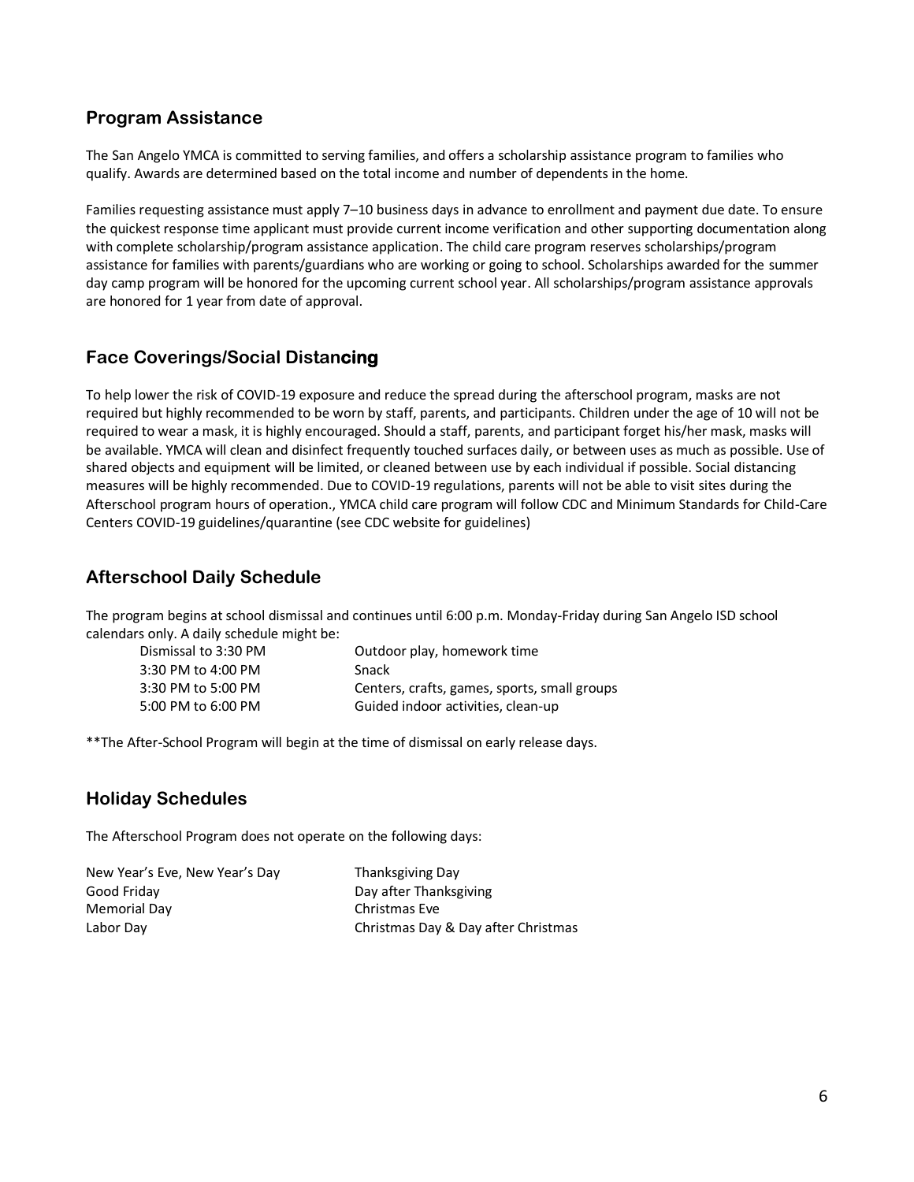## Program Assistance

The San Angelo YMCA is committed to serving families, and offers a scholarship assistance program to families who qualify. Awards are determined based on the total income and number of dependents in the home.

Families requesting assistance must apply 7–10 business days in advance to enrollment and payment due date. To ensure the quickest response time applicant must provide current income verification and other supporting documentation along with complete scholarship/program assistance application. The child care program reserves scholarships/program assistance for families with parents/guardians who are working or going to school. Scholarships awarded for the summer day camp program will be honored for the upcoming current school year. All scholarships/program assistance approvals are honored for 1 year from date of approval.

## Face Coverings/Social Distancing

To help lower the risk of COVID-19 exposure and reduce the spread during the afterschool program, masks are not required but highly recommended to be worn by staff, parents, and participants. Children under the age of 10 will not be required to wear a mask, it is highly encouraged. Should a staff, parents, and participant forget his/her mask, masks will be available. YMCA will clean and disinfect frequently touched surfaces daily, or between uses as much as possible. Use of shared objects and equipment will be limited, or cleaned between use by each individual if possible. Social distancing measures will be highly recommended. Due to COVID-19 regulations, parents will not be able to visit sites during the Afterschool program hours of operation., YMCA child care program will follow CDC and Minimum Standards for Child-Care Centers COVID-19 guidelines/quarantine (see CDC website for guidelines)

## Afterschool Daily Schedule

The program begins at school dismissal and continues until 6:00 p.m. Monday-Friday during San Angelo ISD school calendars only. A daily schedule might be:

| | |
|---|---|
| Dismissal to 3:30 PM | Outdoor play, homework time |
| 3:30 PM to 4:00 PM | Snack |
| 3:30 PM to 5:00 PM | Centers, crafts, games, sports, small groups |
| 5:00 PM to 6:00 PM | Guided indoor activities, clean-up |

**The After-School Program will begin at the time of dismissal on early release days.

## Holiday Schedules

The Afterschool Program does not operate on the following days:

| | |
|---|---|
| New Year's Eve, New Year's Day | Thanksgiving Day |
| Good Friday | Day after Thanksgiving |
| Memorial Day | Christmas Eve |
| Labor Day | Christmas Day & Day after Christmas |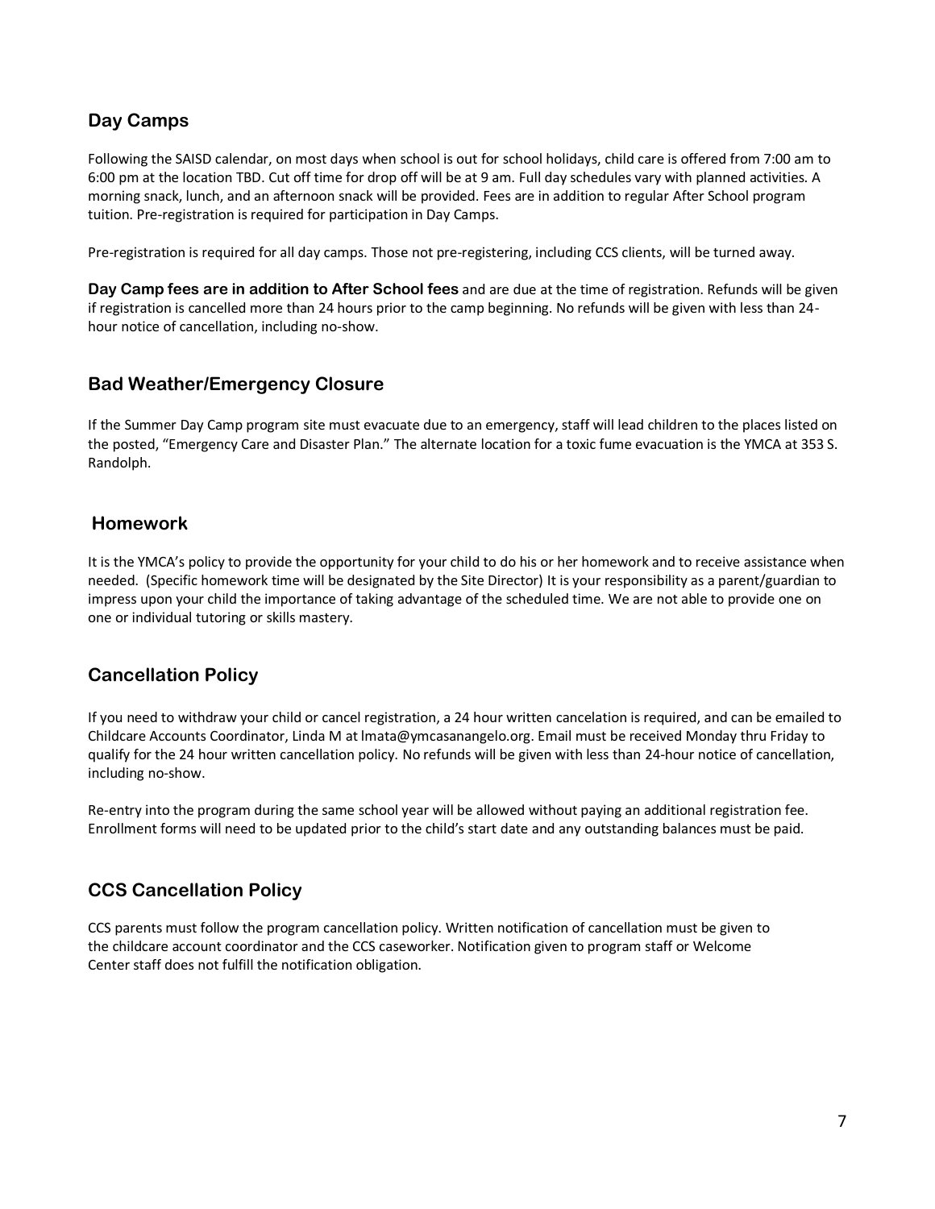## Day Camps

Following the SAISD calendar, on most days when school is out for school holidays, child care is offered from 7:00 am to 6:00 pm at the location TBD. Cut off time for drop off will be at 9 am. Full day schedules vary with planned activities. A morning snack, lunch, and an afternoon snack will be provided. Fees are in addition to regular After School program tuition. Pre-registration is required for participation in Day Camps.

Pre-registration is required for all day camps. Those not pre-registering, including CCS clients, will be turned away.

**Day Camp fees are in addition to After School fees** and are due at the time of registration. Refunds will be given if registration is cancelled more than 24 hours prior to the camp beginning. No refunds will be given with less than 24-hour notice of cancellation, including no-show.

## Bad Weather/Emergency Closure

If the Summer Day Camp program site must evacuate due to an emergency, staff will lead children to the places listed on the posted, "Emergency Care and Disaster Plan." The alternate location for a toxic fume evacuation is the YMCA at 353 S. Randolph.

## Homework

It is the YMCA's policy to provide the opportunity for your child to do his or her homework and to receive assistance when needed. (Specific homework time will be designated by the Site Director) It is your responsibility as a parent/guardian to impress upon your child the importance of taking advantage of the scheduled time. We are not able to provide one on one or individual tutoring or skills mastery.

## Cancellation Policy

If you need to withdraw your child or cancel registration, a 24 hour written cancelation is required, and can be emailed to Childcare Accounts Coordinator, Linda M at lmata@ymcasanangelo.org. Email must be received Monday thru Friday to qualify for the 24 hour written cancellation policy. No refunds will be given with less than 24-hour notice of cancellation, including no-show.

Re-entry into the program during the same school year will be allowed without paying an additional registration fee. Enrollment forms will need to be updated prior to the child's start date and any outstanding balances must be paid.

## CCS Cancellation Policy

CCS parents must follow the program cancellation policy. Written notification of cancellation must be given to the childcare account coordinator and the CCS caseworker. Notification given to program staff or Welcome Center staff does not fulfill the notification obligation.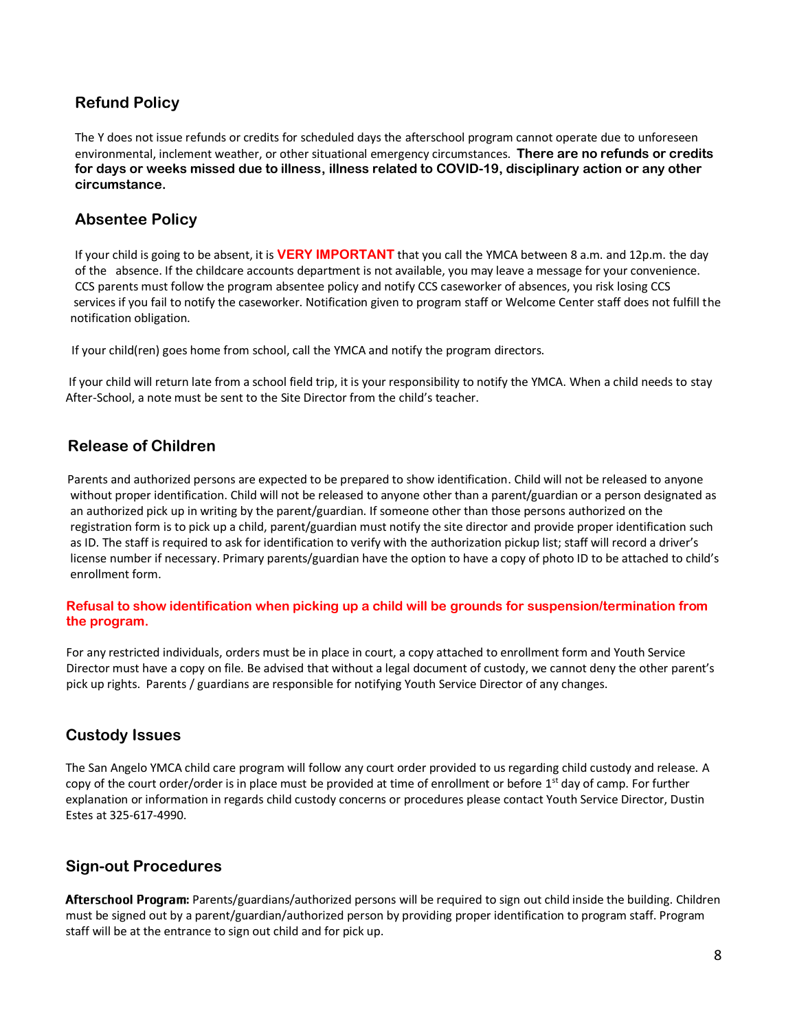## Refund Policy

The Y does not issue refunds or credits for scheduled days the afterschool program cannot operate due to unforeseen environmental, inclement weather, or other situational emergency circumstances. **There are no refunds or credits for days or weeks missed due to illness, illness related to COVID-19, disciplinary action or any other circumstance.**

## Absentee Policy

If your child is going to be absent, it is **VERY IMPORTANT** that you call the YMCA between 8 a.m. and 12p.m. the day of the absence. If the childcare accounts department is not available, you may leave a message for your convenience. CCS parents must follow the program absentee policy and notify CCS caseworker of absences, you risk losing CCS services if you fail to notify the caseworker. Notification given to program staff or Welcome Center staff does not fulfill the notification obligation.

If your child(ren) goes home from school, call the YMCA and notify the program directors.

If your child will return late from a school field trip, it is your responsibility to notify the YMCA. When a child needs to stay After-School, a note must be sent to the Site Director from the child's teacher.

## Release of Children

Parents and authorized persons are expected to be prepared to show identification. Child will not be released to anyone without proper identification. Child will not be released to anyone other than a parent/guardian or a person designated as an authorized pick up in writing by the parent/guardian. If someone other than those persons authorized on the registration form is to pick up a child, parent/guardian must notify the site director and provide proper identification such as ID. The staff is required to ask for identification to verify with the authorization pickup list; staff will record a driver's license number if necessary. Primary parents/guardian have the option to have a copy of photo ID to be attached to child's enrollment form.

**Refusal to show identification when picking up a child will be grounds for suspension/termination from the program.**

For any restricted individuals, orders must be in place in court, a copy attached to enrollment form and Youth Service Director must have a copy on file. Be advised that without a legal document of custody, we cannot deny the other parent's pick up rights. Parents / guardians are responsible for notifying Youth Service Director of any changes.

## Custody Issues

The San Angelo YMCA child care program will follow any court order provided to us regarding child custody and release. A copy of the court order/order is in place must be provided at time of enrollment or before 1st day of camp. For further explanation or information in regards child custody concerns or procedures please contact Youth Service Director, Dustin Estes at 325-617-4990.

## Sign-out Procedures

**Afterschool Program:** Parents/guardians/authorized persons will be required to sign out child inside the building. Children must be signed out by a parent/guardian/authorized person by providing proper identification to program staff. Program staff will be at the entrance to sign out child and for pick up.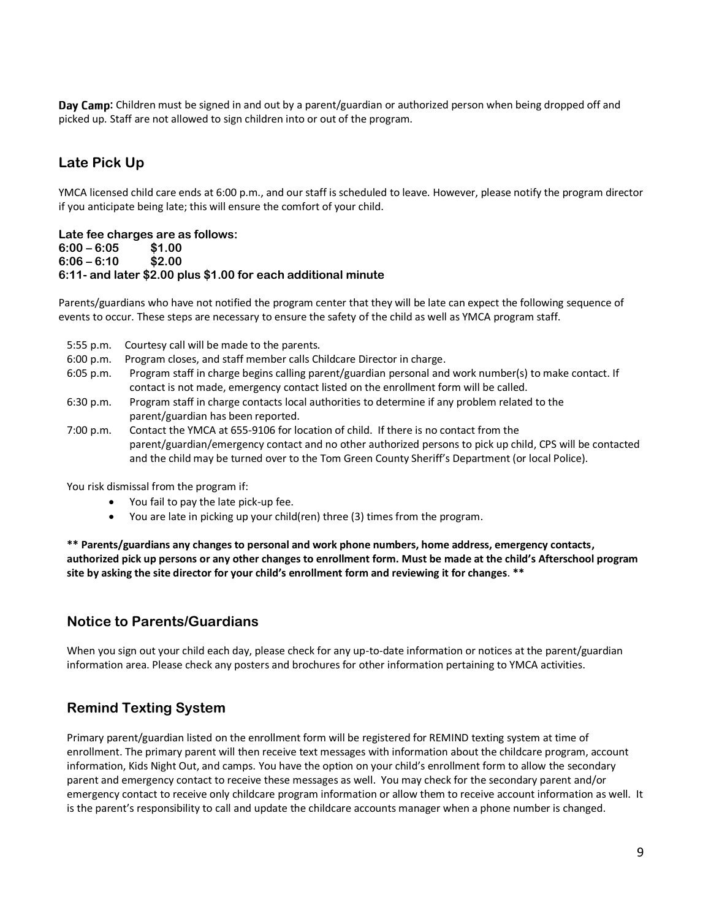**Day Camp:** Children must be signed in and out by a parent/guardian or authorized person when being dropped off and picked up. Staff are not allowed to sign children into or out of the program.

## Late Pick Up

YMCA licensed child care ends at 6:00 p.m., and our staff is scheduled to leave. However, please notify the program director if you anticipate being late; this will ensure the comfort of your child.

**Late fee charges are as follows:**
**6:00 – 6:05 $1.00**
**6:06 – 6:10 $2.00**
**6:11- and later $2.00 plus $1.00 for each additional minute**

Parents/guardians who have not notified the program center that they will be late can expect the following sequence of events to occur. These steps are necessary to ensure the safety of the child as well as YMCA program staff.

- 5:55 p.m. Courtesy call will be made to the parents.
- 6:00 p.m. Program closes, and staff member calls Childcare Director in charge.
- 6:05 p.m. Program staff in charge begins calling parent/guardian personal and work number(s) to make contact. If contact is not made, emergency contact listed on the enrollment form will be called.
- 6:30 p.m. Program staff in charge contacts local authorities to determine if any problem related to the parent/guardian has been reported.
- 7:00 p.m. Contact the YMCA at 655-9106 for location of child. If there is no contact from the parent/guardian/emergency contact and no other authorized persons to pick up child, CPS will be contacted and the child may be turned over to the Tom Green County Sheriff's Department (or local Police).

You risk dismissal from the program if:

- You fail to pay the late pick-up fee.
- You are late in picking up your child(ren) three (3) times from the program.

**\*\* Parents/guardians any changes to personal and work phone numbers, home address, emergency contacts, authorized pick up persons or any other changes to enrollment form. Must be made at the child's Afterschool program site by asking the site director for your child's enrollment form and reviewing it for changes. \*\***

## Notice to Parents/Guardians

When you sign out your child each day, please check for any up-to-date information or notices at the parent/guardian information area. Please check any posters and brochures for other information pertaining to YMCA activities.

## Remind Texting System

Primary parent/guardian listed on the enrollment form will be registered for REMIND texting system at time of enrollment. The primary parent will then receive text messages with information about the childcare program, account information, Kids Night Out, and camps. You have the option on your child's enrollment form to allow the secondary parent and emergency contact to receive these messages as well. You may check for the secondary parent and/or emergency contact to receive only childcare program information or allow them to receive account information as well. It is the parent's responsibility to call and update the childcare accounts manager when a phone number is changed.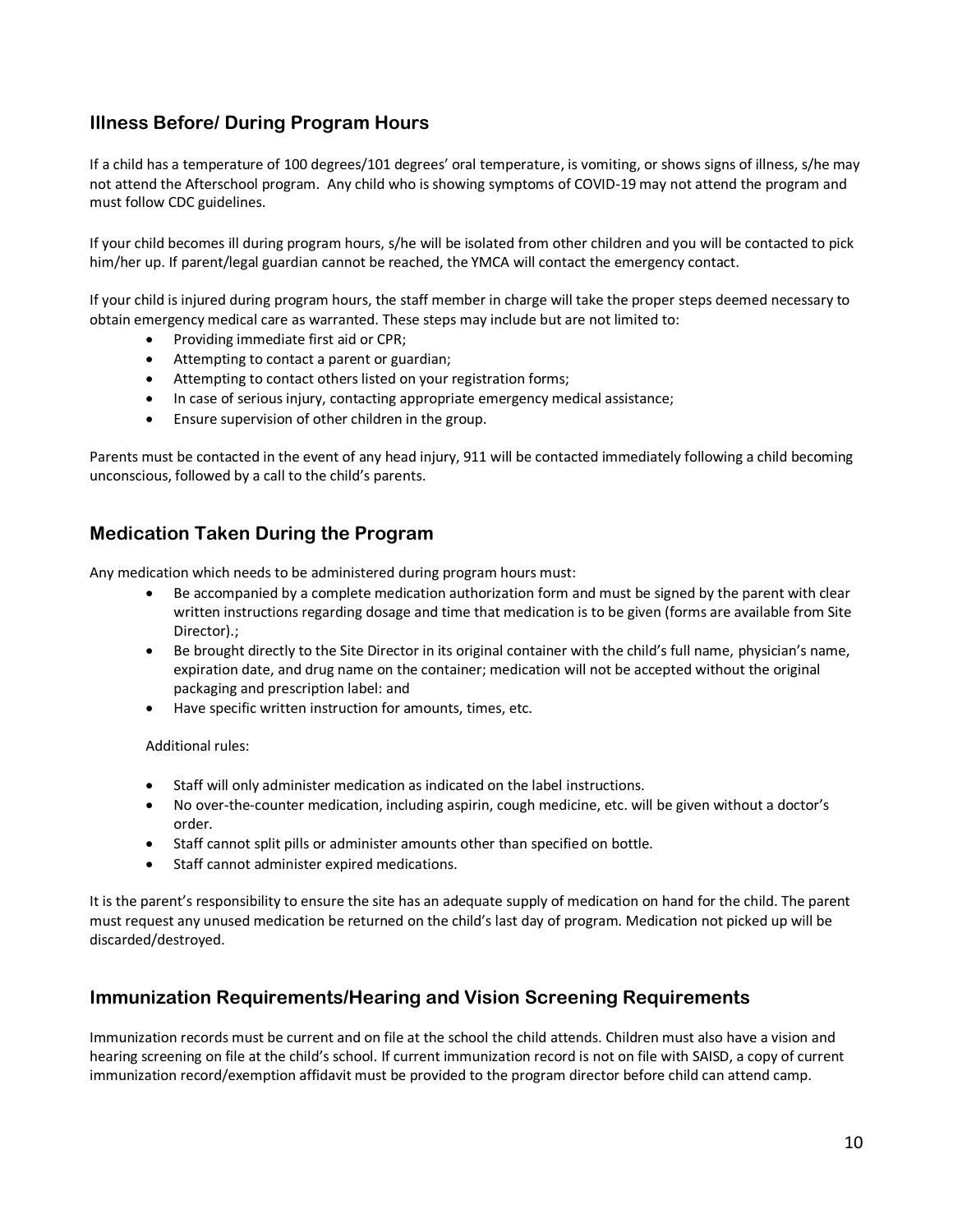## Illness Before/ During Program Hours

If a child has a temperature of 100 degrees/101 degrees' oral temperature, is vomiting, or shows signs of illness, s/he may not attend the Afterschool program. Any child who is showing symptoms of COVID-19 may not attend the program and must follow CDC guidelines.

If your child becomes ill during program hours, s/he will be isolated from other children and you will be contacted to pick him/her up. If parent/legal guardian cannot be reached, the YMCA will contact the emergency contact.

If your child is injured during program hours, the staff member in charge will take the proper steps deemed necessary to obtain emergency medical care as warranted. These steps may include but are not limited to:

- Providing immediate first aid or CPR;
- Attempting to contact a parent or guardian;
- Attempting to contact others listed on your registration forms;
- In case of serious injury, contacting appropriate emergency medical assistance;
- Ensure supervision of other children in the group.

Parents must be contacted in the event of any head injury, 911 will be contacted immediately following a child becoming unconscious, followed by a call to the child's parents.

## Medication Taken During the Program

Any medication which needs to be administered during program hours must:

- Be accompanied by a complete medication authorization form and must be signed by the parent with clear written instructions regarding dosage and time that medication is to be given (forms are available from Site Director).;
- Be brought directly to the Site Director in its original container with the child's full name, physician's name, expiration date, and drug name on the container; medication will not be accepted without the original packaging and prescription label: and
- Have specific written instruction for amounts, times, etc.

Additional rules:

- Staff will only administer medication as indicated on the label instructions.
- No over-the-counter medication, including aspirin, cough medicine, etc. will be given without a doctor's order.
- Staff cannot split pills or administer amounts other than specified on bottle.
- Staff cannot administer expired medications.

It is the parent's responsibility to ensure the site has an adequate supply of medication on hand for the child. The parent must request any unused medication be returned on the child's last day of program. Medication not picked up will be discarded/destroyed.

## Immunization Requirements/Hearing and Vision Screening Requirements

Immunization records must be current and on file at the school the child attends. Children must also have a vision and hearing screening on file at the child's school. If current immunization record is not on file with SAISD, a copy of current immunization record/exemption affidavit must be provided to the program director before child can attend camp.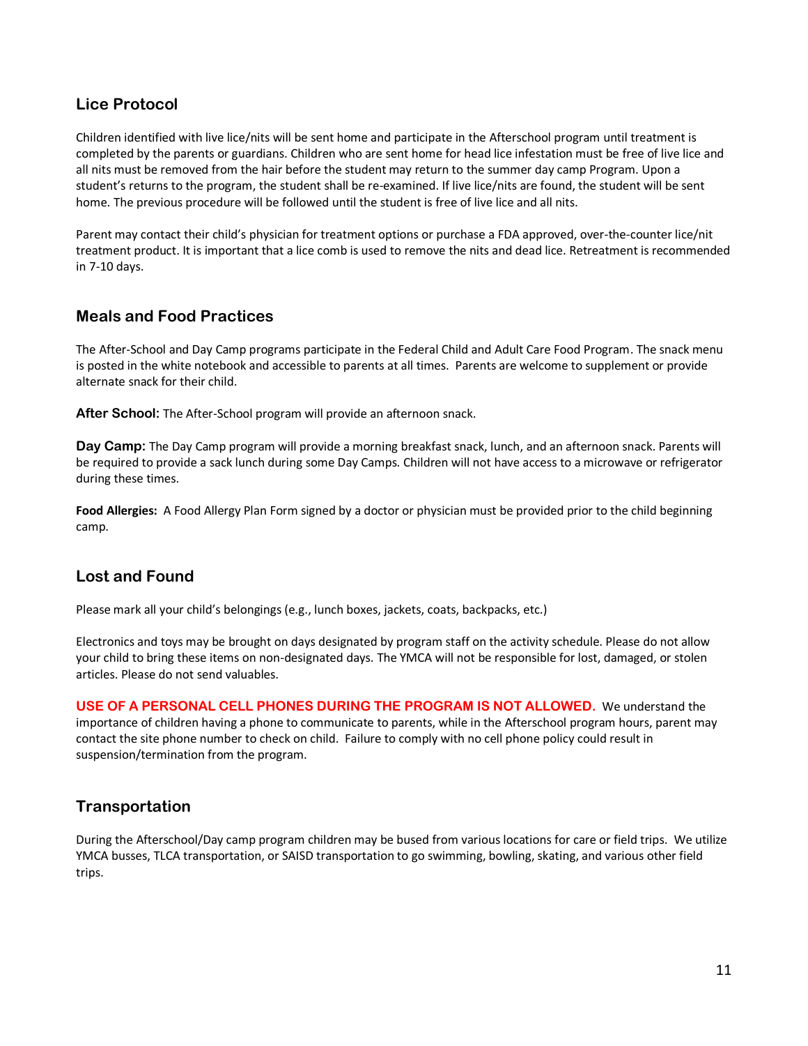## Lice Protocol

Children identified with live lice/nits will be sent home and participate in the Afterschool program until treatment is completed by the parents or guardians. Children who are sent home for head lice infestation must be free of live lice and all nits must be removed from the hair before the student may return to the summer day camp Program. Upon a student's returns to the program, the student shall be re-examined. If live lice/nits are found, the student will be sent home. The previous procedure will be followed until the student is free of live lice and all nits.

Parent may contact their child's physician for treatment options or purchase a FDA approved, over-the-counter lice/nit treatment product. It is important that a lice comb is used to remove the nits and dead lice. Retreatment is recommended in 7-10 days.

## Meals and Food Practices

The After-School and Day Camp programs participate in the Federal Child and Adult Care Food Program. The snack menu is posted in the white notebook and accessible to parents at all times. Parents are welcome to supplement or provide alternate snack for their child.

**After School:** The After-School program will provide an afternoon snack.

**Day Camp:** The Day Camp program will provide a morning breakfast snack, lunch, and an afternoon snack. Parents will be required to provide a sack lunch during some Day Camps. Children will not have access to a microwave or refrigerator during these times.

**Food Allergies:** A Food Allergy Plan Form signed by a doctor or physician must be provided prior to the child beginning camp.

## Lost and Found

Please mark all your child's belongings (e.g., lunch boxes, jackets, coats, backpacks, etc.)

Electronics and toys may be brought on days designated by program staff on the activity schedule. Please do not allow your child to bring these items on non-designated days. The YMCA will not be responsible for lost, damaged, or stolen articles. Please do not send valuables.

**USE OF A PERSONAL CELL PHONES DURING THE PROGRAM IS NOT ALLOWED.** We understand the importance of children having a phone to communicate to parents, while in the Afterschool program hours, parent may contact the site phone number to check on child. Failure to comply with no cell phone policy could result in suspension/termination from the program.

## Transportation

During the Afterschool/Day camp program children may be bused from various locations for care or field trips. We utilize YMCA busses, TLCA transportation, or SAISD transportation to go swimming, bowling, skating, and various other field trips.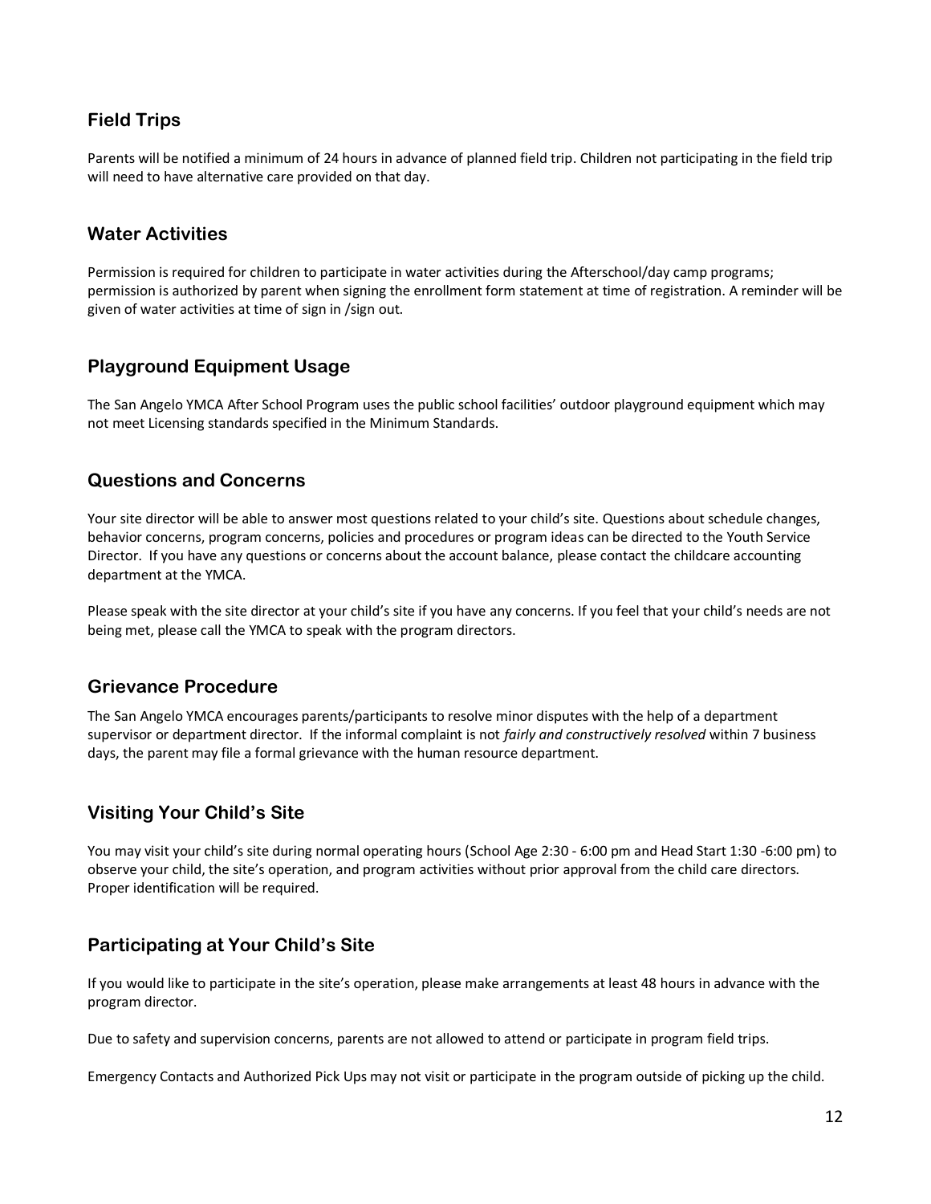## Field Trips

Parents will be notified a minimum of 24 hours in advance of planned field trip. Children not participating in the field trip will need to have alternative care provided on that day.

## Water Activities

Permission is required for children to participate in water activities during the Afterschool/day camp programs; permission is authorized by parent when signing the enrollment form statement at time of registration. A reminder will be given of water activities at time of sign in /sign out.

## Playground Equipment Usage

The San Angelo YMCA After School Program uses the public school facilities' outdoor playground equipment which may not meet Licensing standards specified in the Minimum Standards.

## Questions and Concerns

Your site director will be able to answer most questions related to your child's site. Questions about schedule changes, behavior concerns, program concerns, policies and procedures or program ideas can be directed to the Youth Service Director. If you have any questions or concerns about the account balance, please contact the childcare accounting department at the YMCA.

Please speak with the site director at your child's site if you have any concerns. If you feel that your child's needs are not being met, please call the YMCA to speak with the program directors.

## Grievance Procedure

The San Angelo YMCA encourages parents/participants to resolve minor disputes with the help of a department supervisor or department director. If the informal complaint is not *fairly and constructively resolved* within 7 business days, the parent may file a formal grievance with the human resource department.

## Visiting Your Child's Site

You may visit your child's site during normal operating hours (School Age 2:30 - 6:00 pm and Head Start 1:30 -6:00 pm) to observe your child, the site's operation, and program activities without prior approval from the child care directors. Proper identification will be required.

## Participating at Your Child's Site

If you would like to participate in the site's operation, please make arrangements at least 48 hours in advance with the program director.

Due to safety and supervision concerns, parents are not allowed to attend or participate in program field trips.

Emergency Contacts and Authorized Pick Ups may not visit or participate in the program outside of picking up the child.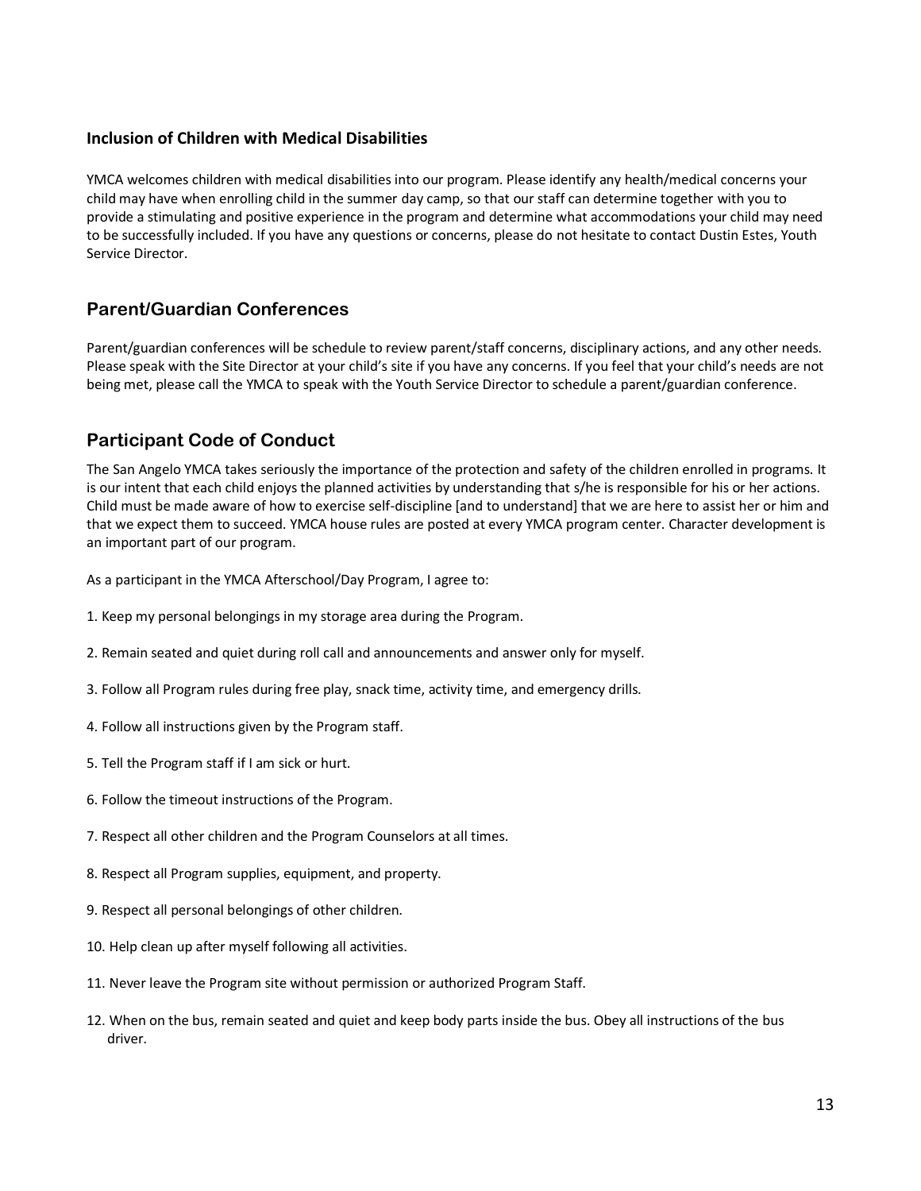### Inclusion of Children with Medical Disabilities

YMCA welcomes children with medical disabilities into our program. Please identify any health/medical concerns your child may have when enrolling child in the summer day camp, so that our staff can determine together with you to provide a stimulating and positive experience in the program and determine what accommodations your child may need to be successfully included. If you have any questions or concerns, please do not hesitate to contact Dustin Estes, Youth Service Director.

## Parent/Guardian Conferences

Parent/guardian conferences will be schedule to review parent/staff concerns, disciplinary actions, and any other needs. Please speak with the Site Director at your child's site if you have any concerns. If you feel that your child's needs are not being met, please call the YMCA to speak with the Youth Service Director to schedule a parent/guardian conference.

## Participant Code of Conduct

The San Angelo YMCA takes seriously the importance of the protection and safety of the children enrolled in programs. It is our intent that each child enjoys the planned activities by understanding that s/he is responsible for his or her actions. Child must be made aware of how to exercise self-discipline [and to understand] that we are here to assist her or him and that we expect them to succeed. YMCA house rules are posted at every YMCA program center. Character development is an important part of our program.

As a participant in the YMCA Afterschool/Day Program, I agree to:

1. Keep my personal belongings in my storage area during the Program.

2. Remain seated and quiet during roll call and announcements and answer only for myself.

3. Follow all Program rules during free play, snack time, activity time, and emergency drills.

4. Follow all instructions given by the Program staff.

5. Tell the Program staff if I am sick or hurt.

6. Follow the timeout instructions of the Program.

7. Respect all other children and the Program Counselors at all times.

8. Respect all Program supplies, equipment, and property.

9. Respect all personal belongings of other children.

10. Help clean up after myself following all activities.

11. Never leave the Program site without permission or authorized Program Staff.

12. When on the bus, remain seated and quiet and keep body parts inside the bus. Obey all instructions of the bus driver.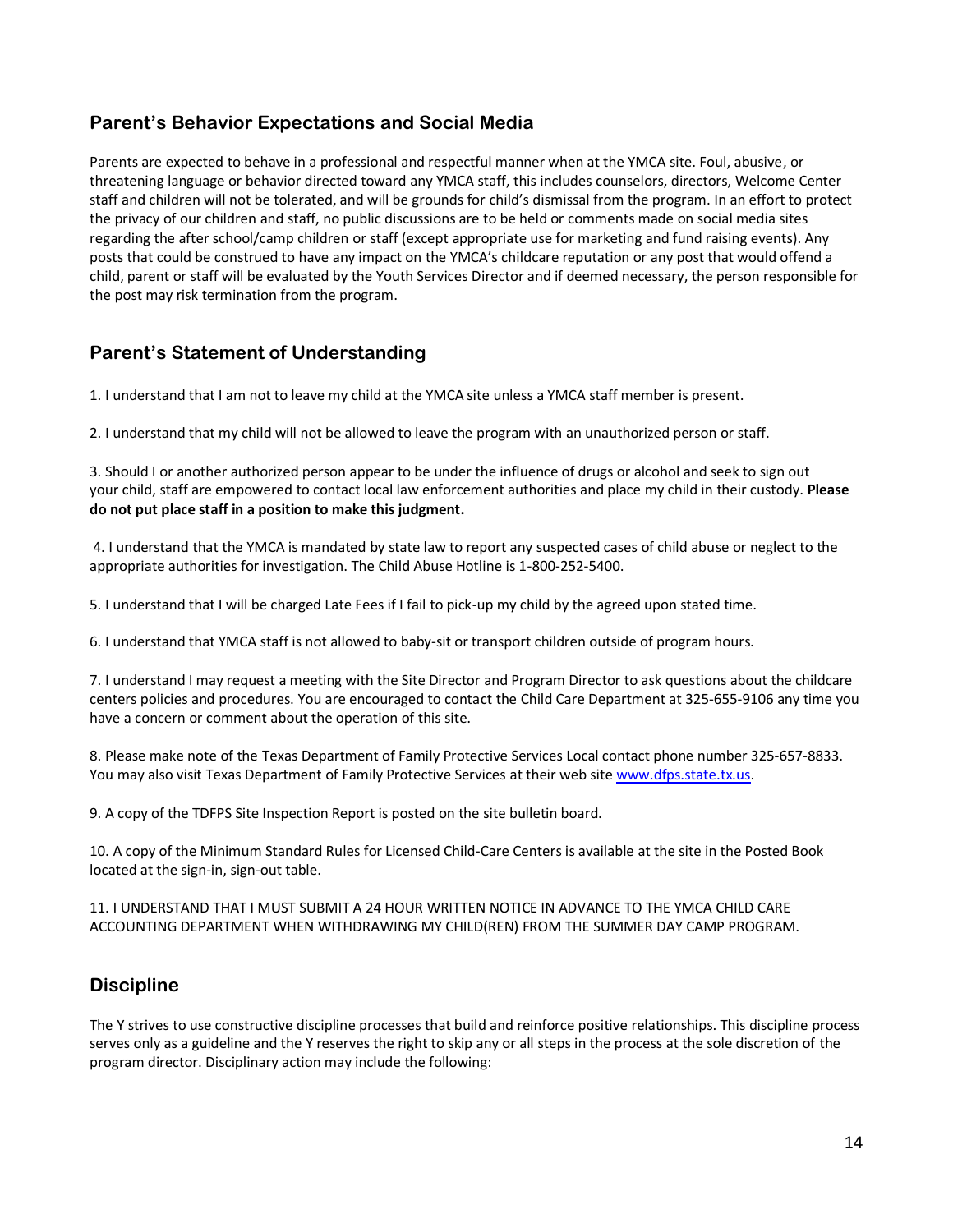## Parent's Behavior Expectations and Social Media

Parents are expected to behave in a professional and respectful manner when at the YMCA site. Foul, abusive, or threatening language or behavior directed toward any YMCA staff, this includes counselors, directors, Welcome Center staff and children will not be tolerated, and will be grounds for child's dismissal from the program. In an effort to protect the privacy of our children and staff, no public discussions are to be held or comments made on social media sites regarding the after school/camp children or staff (except appropriate use for marketing and fund raising events). Any posts that could be construed to have any impact on the YMCA's childcare reputation or any post that would offend a child, parent or staff will be evaluated by the Youth Services Director and if deemed necessary, the person responsible for the post may risk termination from the program.

## Parent's Statement of Understanding

1. I understand that I am not to leave my child at the YMCA site unless a YMCA staff member is present.

2. I understand that my child will not be allowed to leave the program with an unauthorized person or staff.

3. Should I or another authorized person appear to be under the influence of drugs or alcohol and seek to sign out your child, staff are empowered to contact local law enforcement authorities and place my child in their custody. **Please do not put place staff in a position to make this judgment.**

4. I understand that the YMCA is mandated by state law to report any suspected cases of child abuse or neglect to the appropriate authorities for investigation. The Child Abuse Hotline is 1-800-252-5400.

5. I understand that I will be charged Late Fees if I fail to pick-up my child by the agreed upon stated time.

6. I understand that YMCA staff is not allowed to baby-sit or transport children outside of program hours.

7. I understand I may request a meeting with the Site Director and Program Director to ask questions about the childcare centers policies and procedures. You are encouraged to contact the Child Care Department at 325-655-9106 any time you have a concern or comment about the operation of this site.

8. Please make note of the Texas Department of Family Protective Services Local contact phone number 325-657-8833. You may also visit Texas Department of Family Protective Services at their web site www.dfps.state.tx.us.

9. A copy of the TDFPS Site Inspection Report is posted on the site bulletin board.

10. A copy of the Minimum Standard Rules for Licensed Child-Care Centers is available at the site in the Posted Book located at the sign-in, sign-out table.

11. I UNDERSTAND THAT I MUST SUBMIT A 24 HOUR WRITTEN NOTICE IN ADVANCE TO THE YMCA CHILD CARE ACCOUNTING DEPARTMENT WHEN WITHDRAWING MY CHILD(REN) FROM THE SUMMER DAY CAMP PROGRAM.

## Discipline

The Y strives to use constructive discipline processes that build and reinforce positive relationships. This discipline process serves only as a guideline and the Y reserves the right to skip any or all steps in the process at the sole discretion of the program director. Disciplinary action may include the following: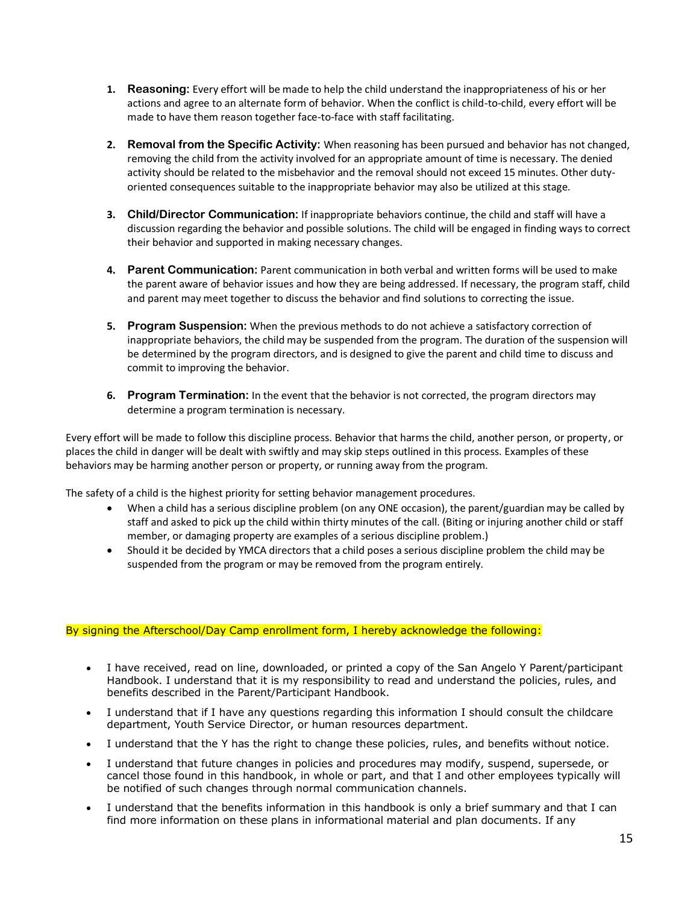1. **Reasoning:** Every effort will be made to help the child understand the inappropriateness of his or her actions and agree to an alternate form of behavior. When the conflict is child-to-child, every effort will be made to have them reason together face-to-face with staff facilitating.

2. **Removal from the Specific Activity:** When reasoning has been pursued and behavior has not changed, removing the child from the activity involved for an appropriate amount of time is necessary. The denied activity should be related to the misbehavior and the removal should not exceed 15 minutes. Other duty-oriented consequences suitable to the inappropriate behavior may also be utilized at this stage.

3. **Child/Director Communication:** If inappropriate behaviors continue, the child and staff will have a discussion regarding the behavior and possible solutions. The child will be engaged in finding ways to correct their behavior and supported in making necessary changes.

4. **Parent Communication:** Parent communication in both verbal and written forms will be used to make the parent aware of behavior issues and how they are being addressed. If necessary, the program staff, child and parent may meet together to discuss the behavior and find solutions to correcting the issue.

5. **Program Suspension:** When the previous methods to do not achieve a satisfactory correction of inappropriate behaviors, the child may be suspended from the program. The duration of the suspension will be determined by the program directors, and is designed to give the parent and child time to discuss and commit to improving the behavior.

6. **Program Termination:** In the event that the behavior is not corrected, the program directors may determine a program termination is necessary.

Every effort will be made to follow this discipline process. Behavior that harms the child, another person, or property, or places the child in danger will be dealt with swiftly and may skip steps outlined in this process. Examples of these behaviors may be harming another person or property, or running away from the program.

The safety of a child is the highest priority for setting behavior management procedures.

- When a child has a serious discipline problem (on any ONE occasion), the parent/guardian may be called by staff and asked to pick up the child within thirty minutes of the call. (Biting or injuring another child or staff member, or damaging property are examples of a serious discipline problem.)
- Should it be decided by YMCA directors that a child poses a serious discipline problem the child may be suspended from the program or may be removed from the program entirely.

By signing the Afterschool/Day Camp enrollment form, I hereby acknowledge the following:

- I have received, read on line, downloaded, or printed a copy of the San Angelo Y Parent/participant Handbook. I understand that it is my responsibility to read and understand the policies, rules, and benefits described in the Parent/Participant Handbook.
- I understand that if I have any questions regarding this information I should consult the childcare department, Youth Service Director, or human resources department.
- I understand that the Y has the right to change these policies, rules, and benefits without notice.
- I understand that future changes in policies and procedures may modify, suspend, supersede, or cancel those found in this handbook, in whole or part, and that I and other employees typically will be notified of such changes through normal communication channels.
- I understand that the benefits information in this handbook is only a brief summary and that I can find more information on these plans in informational material and plan documents. If any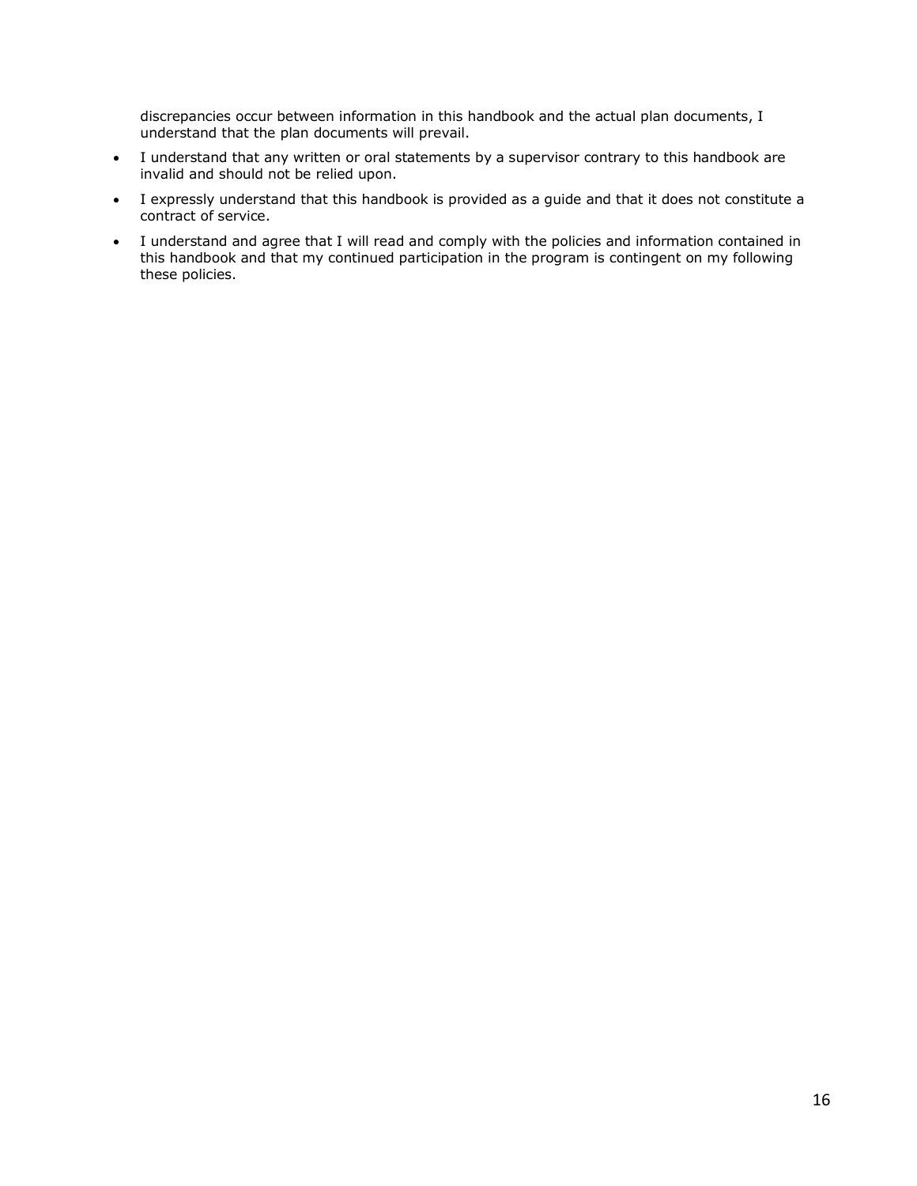discrepancies occur between information in this handbook and the actual plan documents, I understand that the plan documents will prevail.

- I understand that any written or oral statements by a supervisor contrary to this handbook are invalid and should not be relied upon.
- I expressly understand that this handbook is provided as a guide and that it does not constitute a contract of service.
- I understand and agree that I will read and comply with the policies and information contained in this handbook and that my continued participation in the program is contingent on my following these policies.